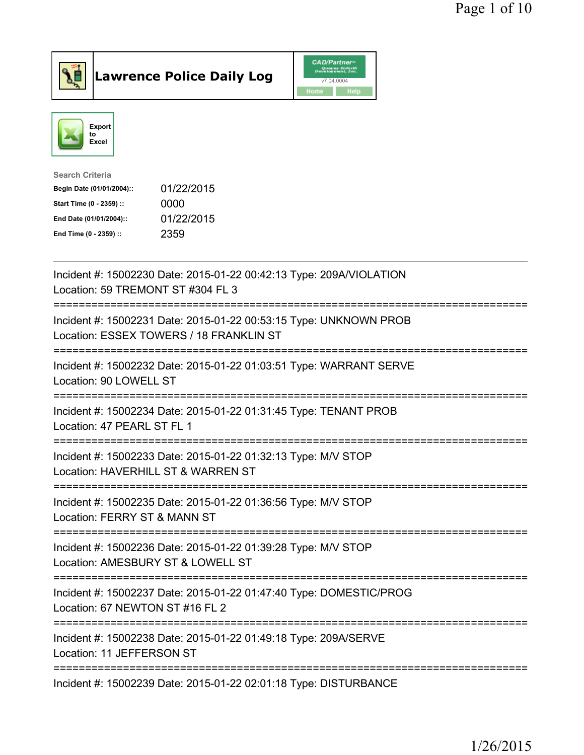# Lawrence Police Daily Log

Export to Excel

**Search Criteria**

| | |
|---|---|
| **Begin Date (01/01/2004)::** | 01/22/2015 |
| **Start Time (0 - 2359) ::** | 0000 |
| **End Date (01/01/2004)::** | 01/22/2015 |
| **End Time (0 - 2359) ::** | 2359 |

---

Incident #: 15002230 Date: 2015-01-22 00:42:13 Type: 209A/VIOLATION
Location: 59 TREMONT ST #304 FL 3

===========================================================================

Incident #: 15002231 Date: 2015-01-22 00:53:15 Type: UNKNOWN PROB
Location: ESSEX TOWERS / 18 FRANKLIN ST

===========================================================================

Incident #: 15002232 Date: 2015-01-22 01:03:51 Type: WARRANT SERVE
Location: 90 LOWELL ST

===========================================================================

Incident #: 15002234 Date: 2015-01-22 01:31:45 Type: TENANT PROB
Location: 47 PEARL ST FL 1

===========================================================================

Incident #: 15002233 Date: 2015-01-22 01:32:13 Type: M/V STOP
Location: HAVERHILL ST & WARREN ST

===========================================================================

Incident #: 15002235 Date: 2015-01-22 01:36:56 Type: M/V STOP
Location: FERRY ST & MANN ST

===========================================================================

Incident #: 15002236 Date: 2015-01-22 01:39:28 Type: M/V STOP
Location: AMESBURY ST & LOWELL ST

===========================================================================

Incident #: 15002237 Date: 2015-01-22 01:47:40 Type: DOMESTIC/PROG
Location: 67 NEWTON ST #16 FL 2

===========================================================================

Incident #: 15002238 Date: 2015-01-22 01:49:18 Type: 209A/SERVE
Location: 11 JEFFERSON ST

===========================================================================

Incident #: 15002239 Date: 2015-01-22 02:01:18 Type: DISTURBANCE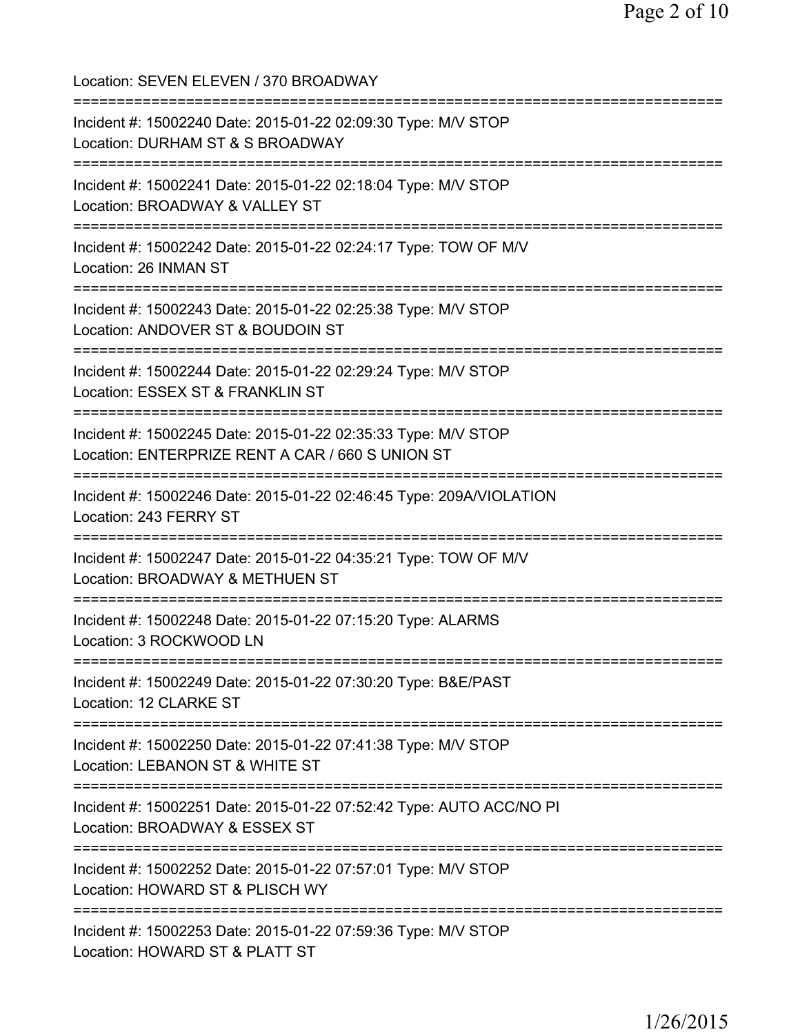Location: SEVEN ELEVEN / 370 BROADWAY

===========================================================================

Incident #: 15002240 Date: 2015-01-22 02:09:30 Type: M/V STOP
Location: DURHAM ST & S BROADWAY

===========================================================================

Incident #: 15002241 Date: 2015-01-22 02:18:04 Type: M/V STOP
Location: BROADWAY & VALLEY ST

===========================================================================

Incident #: 15002242 Date: 2015-01-22 02:24:17 Type: TOW OF M/V
Location: 26 INMAN ST

===========================================================================

Incident #: 15002243 Date: 2015-01-22 02:25:38 Type: M/V STOP
Location: ANDOVER ST & BOUDOIN ST

===========================================================================

Incident #: 15002244 Date: 2015-01-22 02:29:24 Type: M/V STOP
Location: ESSEX ST & FRANKLIN ST

===========================================================================

Incident #: 15002245 Date: 2015-01-22 02:35:33 Type: M/V STOP
Location: ENTERPRIZE RENT A CAR / 660 S UNION ST

===========================================================================

Incident #: 15002246 Date: 2015-01-22 02:46:45 Type: 209A/VIOLATION
Location: 243 FERRY ST

===========================================================================

Incident #: 15002247 Date: 2015-01-22 04:35:21 Type: TOW OF M/V
Location: BROADWAY & METHUEN ST

===========================================================================

Incident #: 15002248 Date: 2015-01-22 07:15:20 Type: ALARMS
Location: 3 ROCKWOOD LN

===========================================================================

Incident #: 15002249 Date: 2015-01-22 07:30:20 Type: B&E/PAST
Location: 12 CLARKE ST

===========================================================================

Incident #: 15002250 Date: 2015-01-22 07:41:38 Type: M/V STOP
Location: LEBANON ST & WHITE ST

===========================================================================

Incident #: 15002251 Date: 2015-01-22 07:52:42 Type: AUTO ACC/NO PI
Location: BROADWAY & ESSEX ST

===========================================================================

Incident #: 15002252 Date: 2015-01-22 07:57:01 Type: M/V STOP
Location: HOWARD ST & PLISCH WY

===========================================================================

Incident #: 15002253 Date: 2015-01-22 07:59:36 Type: M/V STOP
Location: HOWARD ST & PLATT ST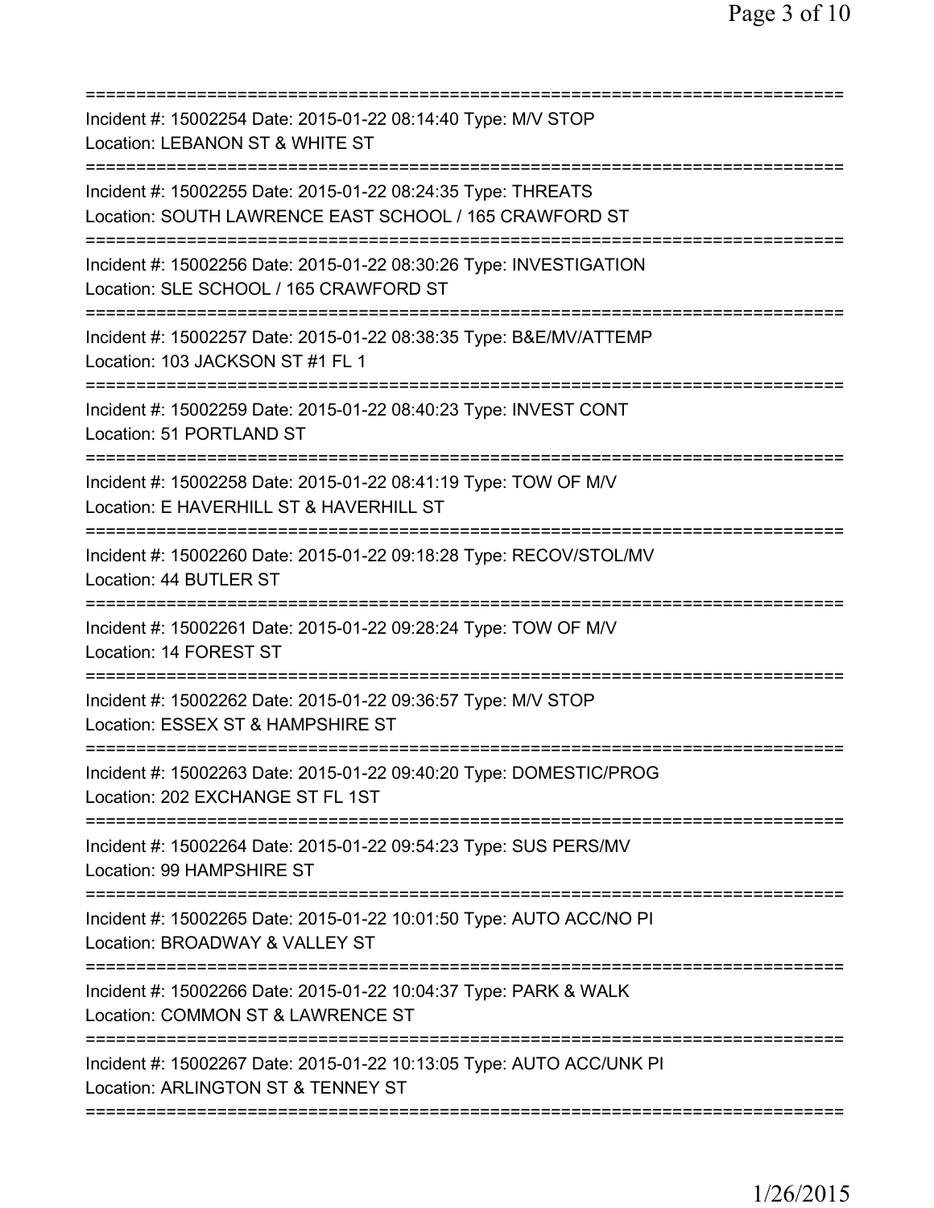==========================================================================
Incident #: 15002254 Date: 2015-01-22 08:14:40 Type: M/V STOP
Location: LEBANON ST & WHITE ST
==========================================================================
Incident #: 15002255 Date: 2015-01-22 08:24:35 Type: THREATS
Location: SOUTH LAWRENCE EAST SCHOOL / 165 CRAWFORD ST
==========================================================================
Incident #: 15002256 Date: 2015-01-22 08:30:26 Type: INVESTIGATION
Location: SLE SCHOOL / 165 CRAWFORD ST
==========================================================================
Incident #: 15002257 Date: 2015-01-22 08:38:35 Type: B&E/MV/ATTEMP
Location: 103 JACKSON ST #1 FL 1
==========================================================================
Incident #: 15002259 Date: 2015-01-22 08:40:23 Type: INVEST CONT
Location: 51 PORTLAND ST
==========================================================================
Incident #: 15002258 Date: 2015-01-22 08:41:19 Type: TOW OF M/V
Location: E HAVERHILL ST & HAVERHILL ST
==========================================================================
Incident #: 15002260 Date: 2015-01-22 09:18:28 Type: RECOV/STOL/MV
Location: 44 BUTLER ST
==========================================================================
Incident #: 15002261 Date: 2015-01-22 09:28:24 Type: TOW OF M/V
Location: 14 FOREST ST
==========================================================================
Incident #: 15002262 Date: 2015-01-22 09:36:57 Type: M/V STOP
Location: ESSEX ST & HAMPSHIRE ST
==========================================================================
Incident #: 15002263 Date: 2015-01-22 09:40:20 Type: DOMESTIC/PROG
Location: 202 EXCHANGE ST FL 1ST
==========================================================================
Incident #: 15002264 Date: 2015-01-22 09:54:23 Type: SUS PERS/MV
Location: 99 HAMPSHIRE ST
==========================================================================
Incident #: 15002265 Date: 2015-01-22 10:01:50 Type: AUTO ACC/NO PI
Location: BROADWAY & VALLEY ST
==========================================================================
Incident #: 15002266 Date: 2015-01-22 10:04:37 Type: PARK & WALK
Location: COMMON ST & LAWRENCE ST
==========================================================================
Incident #: 15002267 Date: 2015-01-22 10:13:05 Type: AUTO ACC/UNK PI
Location: ARLINGTON ST & TENNEY ST
==========================================================================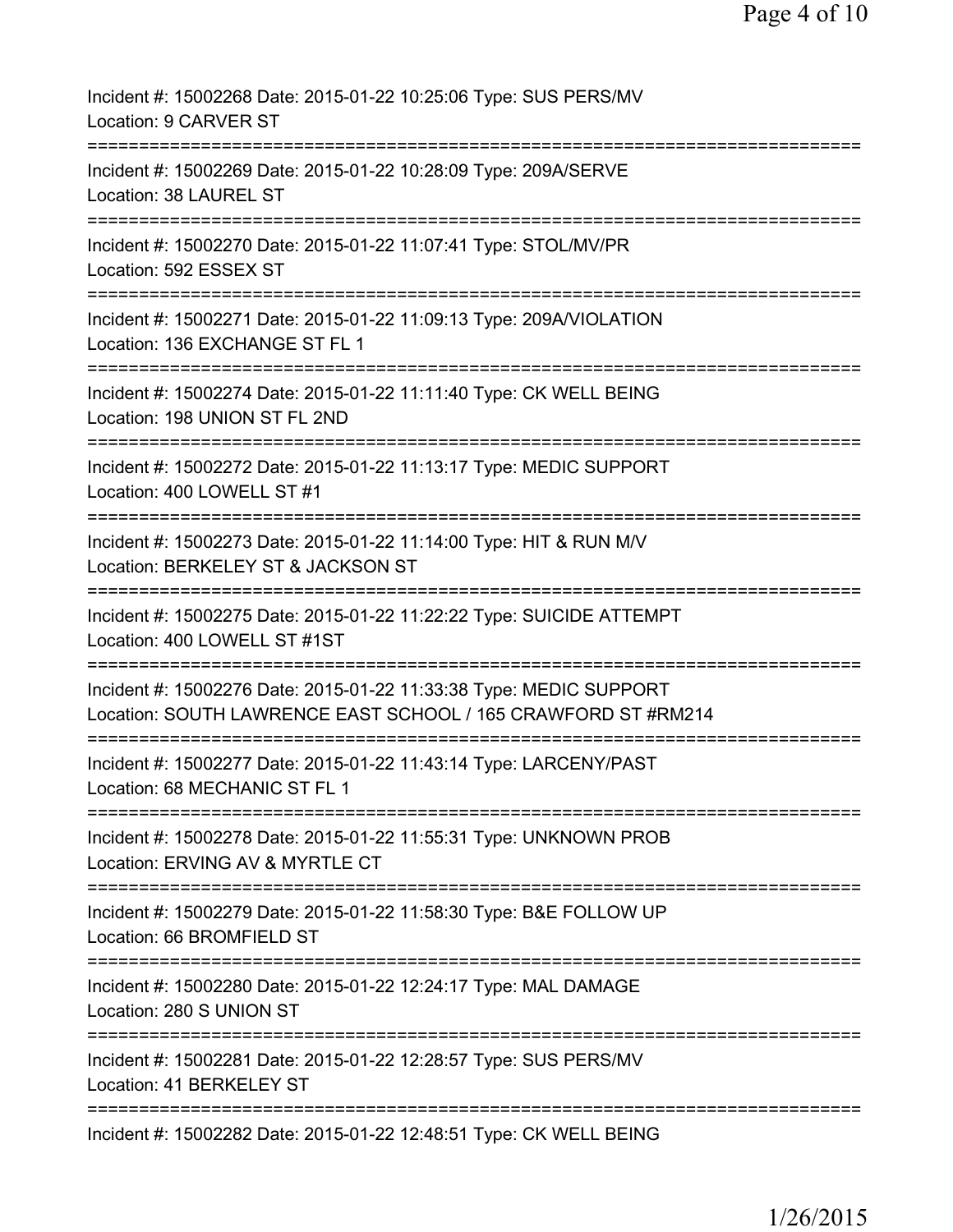Incident #: 15002268 Date: 2015-01-22 10:25:06 Type: SUS PERS/MV
Location: 9 CARVER ST
===========================================================================
Incident #: 15002269 Date: 2015-01-22 10:28:09 Type: 209A/SERVE
Location: 38 LAUREL ST
===========================================================================
Incident #: 15002270 Date: 2015-01-22 11:07:41 Type: STOL/MV/PR
Location: 592 ESSEX ST
===========================================================================
Incident #: 15002271 Date: 2015-01-22 11:09:13 Type: 209A/VIOLATION
Location: 136 EXCHANGE ST FL 1
===========================================================================
Incident #: 15002274 Date: 2015-01-22 11:11:40 Type: CK WELL BEING
Location: 198 UNION ST FL 2ND
===========================================================================
Incident #: 15002272 Date: 2015-01-22 11:13:17 Type: MEDIC SUPPORT
Location: 400 LOWELL ST #1
===========================================================================
Incident #: 15002273 Date: 2015-01-22 11:14:00 Type: HIT & RUN M/V
Location: BERKELEY ST & JACKSON ST
===========================================================================
Incident #: 15002275 Date: 2015-01-22 11:22:22 Type: SUICIDE ATTEMPT
Location: 400 LOWELL ST #1ST
===========================================================================
Incident #: 15002276 Date: 2015-01-22 11:33:38 Type: MEDIC SUPPORT
Location: SOUTH LAWRENCE EAST SCHOOL / 165 CRAWFORD ST #RM214
===========================================================================
Incident #: 15002277 Date: 2015-01-22 11:43:14 Type: LARCENY/PAST
Location: 68 MECHANIC ST FL 1
===========================================================================
Incident #: 15002278 Date: 2015-01-22 11:55:31 Type: UNKNOWN PROB
Location: ERVING AV & MYRTLE CT
===========================================================================
Incident #: 15002279 Date: 2015-01-22 11:58:30 Type: B&E FOLLOW UP
Location: 66 BROMFIELD ST
===========================================================================
Incident #: 15002280 Date: 2015-01-22 12:24:17 Type: MAL DAMAGE
Location: 280 S UNION ST
===========================================================================
Incident #: 15002281 Date: 2015-01-22 12:28:57 Type: SUS PERS/MV
Location: 41 BERKELEY ST
===========================================================================
Incident #: 15002282 Date: 2015-01-22 12:48:51 Type: CK WELL BEING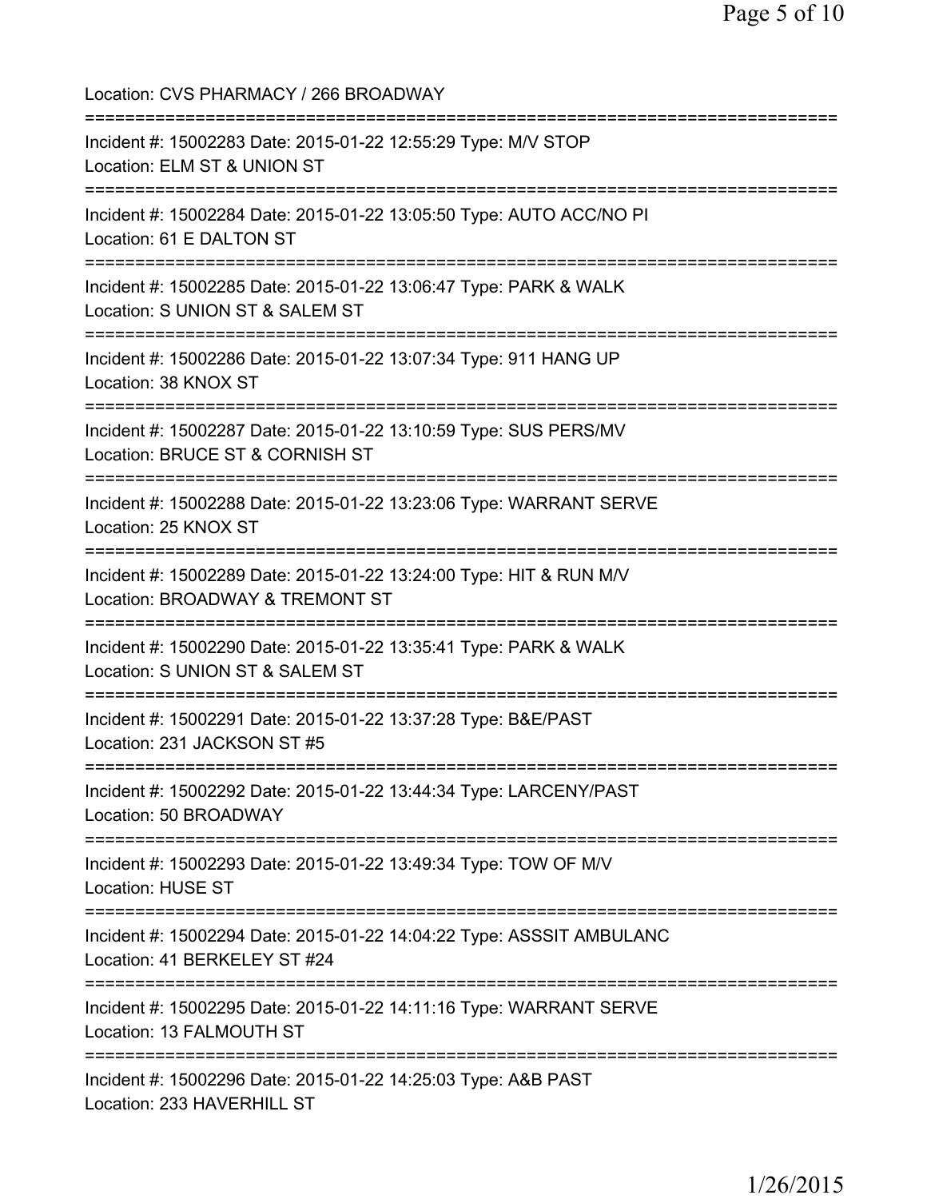Location: CVS PHARMACY / 266 BROADWAY

===========================================================================

Incident #: 15002283 Date: 2015-01-22 12:55:29 Type: M/V STOP
Location: ELM ST & UNION ST

===========================================================================

Incident #: 15002284 Date: 2015-01-22 13:05:50 Type: AUTO ACC/NO PI
Location: 61 E DALTON ST

===========================================================================

Incident #: 15002285 Date: 2015-01-22 13:06:47 Type: PARK & WALK
Location: S UNION ST & SALEM ST

===========================================================================

Incident #: 15002286 Date: 2015-01-22 13:07:34 Type: 911 HANG UP
Location: 38 KNOX ST

===========================================================================

Incident #: 15002287 Date: 2015-01-22 13:10:59 Type: SUS PERS/MV
Location: BRUCE ST & CORNISH ST

===========================================================================

Incident #: 15002288 Date: 2015-01-22 13:23:06 Type: WARRANT SERVE
Location: 25 KNOX ST

===========================================================================

Incident #: 15002289 Date: 2015-01-22 13:24:00 Type: HIT & RUN M/V
Location: BROADWAY & TREMONT ST

===========================================================================

Incident #: 15002290 Date: 2015-01-22 13:35:41 Type: PARK & WALK
Location: S UNION ST & SALEM ST

===========================================================================

Incident #: 15002291 Date: 2015-01-22 13:37:28 Type: B&E/PAST
Location: 231 JACKSON ST #5

===========================================================================

Incident #: 15002292 Date: 2015-01-22 13:44:34 Type: LARCENY/PAST
Location: 50 BROADWAY

===========================================================================

Incident #: 15002293 Date: 2015-01-22 13:49:34 Type: TOW OF M/V
Location: HUSE ST

===========================================================================

Incident #: 15002294 Date: 2015-01-22 14:04:22 Type: ASSSIT AMBULANC
Location: 41 BERKELEY ST #24

===========================================================================

Incident #: 15002295 Date: 2015-01-22 14:11:16 Type: WARRANT SERVE
Location: 13 FALMOUTH ST

===========================================================================

Incident #: 15002296 Date: 2015-01-22 14:25:03 Type: A&B PAST
Location: 233 HAVERHILL ST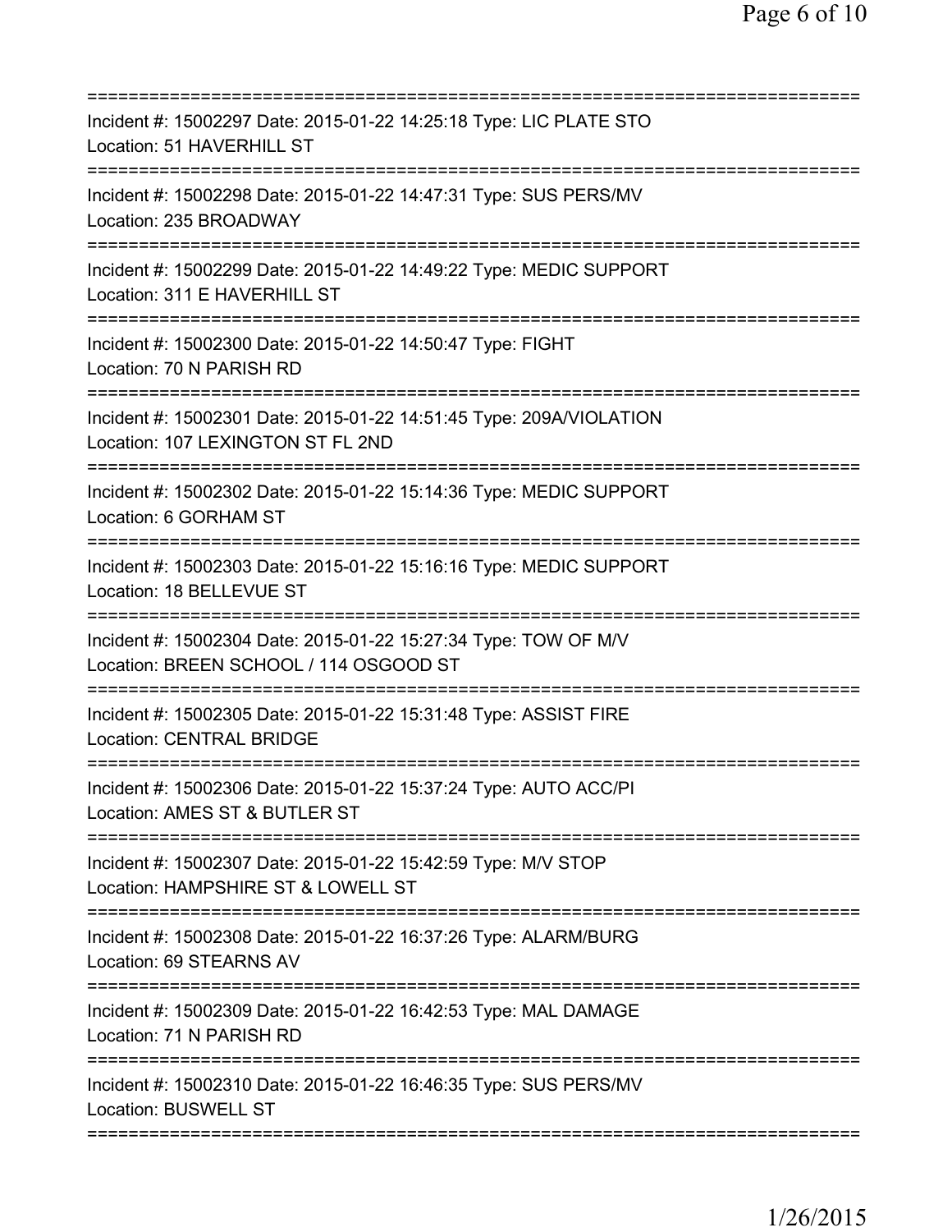Incident #: 15002297 Date: 2015-01-22 14:25:18 Type: LIC PLATE STO
Location: 51 HAVERHILL ST

Incident #: 15002298 Date: 2015-01-22 14:47:31 Type: SUS PERS/MV
Location: 235 BROADWAY

Incident #: 15002299 Date: 2015-01-22 14:49:22 Type: MEDIC SUPPORT
Location: 311 E HAVERHILL ST

Incident #: 15002300 Date: 2015-01-22 14:50:47 Type: FIGHT
Location: 70 N PARISH RD

Incident #: 15002301 Date: 2015-01-22 14:51:45 Type: 209A/VIOLATION
Location: 107 LEXINGTON ST FL 2ND

Incident #: 15002302 Date: 2015-01-22 15:14:36 Type: MEDIC SUPPORT
Location: 6 GORHAM ST

Incident #: 15002303 Date: 2015-01-22 15:16:16 Type: MEDIC SUPPORT
Location: 18 BELLEVUE ST

Incident #: 15002304 Date: 2015-01-22 15:27:34 Type: TOW OF M/V
Location: BREEN SCHOOL / 114 OSGOOD ST

Incident #: 15002305 Date: 2015-01-22 15:31:48 Type: ASSIST FIRE
Location: CENTRAL BRIDGE

Incident #: 15002306 Date: 2015-01-22 15:37:24 Type: AUTO ACC/PI
Location: AMES ST & BUTLER ST

Incident #: 15002307 Date: 2015-01-22 15:42:59 Type: M/V STOP
Location: HAMPSHIRE ST & LOWELL ST

Incident #: 15002308 Date: 2015-01-22 16:37:26 Type: ALARM/BURG
Location: 69 STEARNS AV

Incident #: 15002309 Date: 2015-01-22 16:42:53 Type: MAL DAMAGE
Location: 71 N PARISH RD

Incident #: 15002310 Date: 2015-01-22 16:46:35 Type: SUS PERS/MV
Location: BUSWELL ST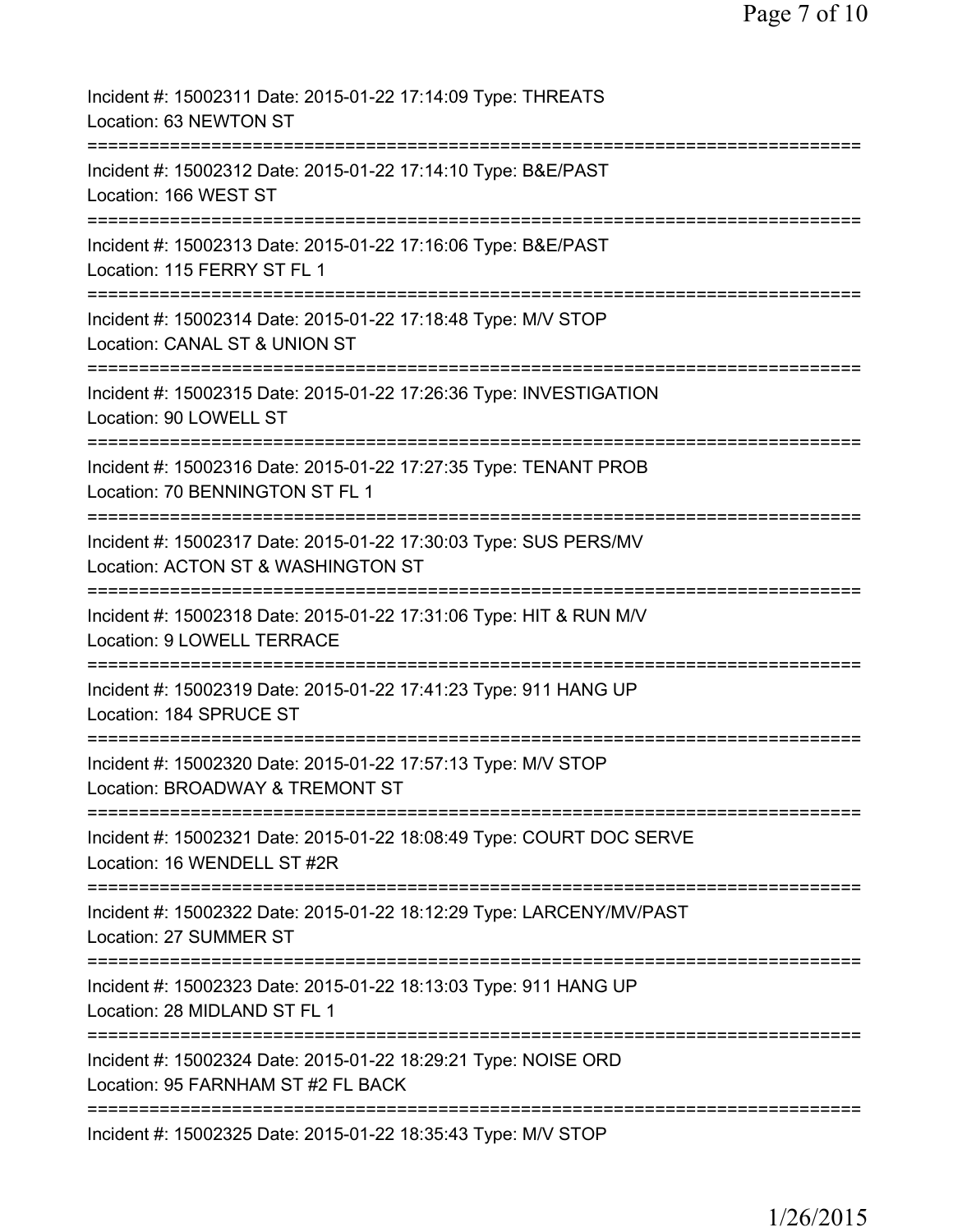Incident #: 15002311 Date: 2015-01-22 17:14:09 Type: THREATS
Location: 63 NEWTON ST
===========================================================================
Incident #: 15002312 Date: 2015-01-22 17:14:10 Type: B&E/PAST
Location: 166 WEST ST
===========================================================================
Incident #: 15002313 Date: 2015-01-22 17:16:06 Type: B&E/PAST
Location: 115 FERRY ST FL 1
===========================================================================
Incident #: 15002314 Date: 2015-01-22 17:18:48 Type: M/V STOP
Location: CANAL ST & UNION ST
===========================================================================
Incident #: 15002315 Date: 2015-01-22 17:26:36 Type: INVESTIGATION
Location: 90 LOWELL ST
===========================================================================
Incident #: 15002316 Date: 2015-01-22 17:27:35 Type: TENANT PROB
Location: 70 BENNINGTON ST FL 1
===========================================================================
Incident #: 15002317 Date: 2015-01-22 17:30:03 Type: SUS PERS/MV
Location: ACTON ST & WASHINGTON ST
===========================================================================
Incident #: 15002318 Date: 2015-01-22 17:31:06 Type: HIT & RUN M/V
Location: 9 LOWELL TERRACE
===========================================================================
Incident #: 15002319 Date: 2015-01-22 17:41:23 Type: 911 HANG UP
Location: 184 SPRUCE ST
===========================================================================
Incident #: 15002320 Date: 2015-01-22 17:57:13 Type: M/V STOP
Location: BROADWAY & TREMONT ST
===========================================================================
Incident #: 15002321 Date: 2015-01-22 18:08:49 Type: COURT DOC SERVE
Location: 16 WENDELL ST #2R
===========================================================================
Incident #: 15002322 Date: 2015-01-22 18:12:29 Type: LARCENY/MV/PAST
Location: 27 SUMMER ST
===========================================================================
Incident #: 15002323 Date: 2015-01-22 18:13:03 Type: 911 HANG UP
Location: 28 MIDLAND ST FL 1
===========================================================================
Incident #: 15002324 Date: 2015-01-22 18:29:21 Type: NOISE ORD
Location: 95 FARNHAM ST #2 FL BACK
===========================================================================
Incident #: 15002325 Date: 2015-01-22 18:35:43 Type: M/V STOP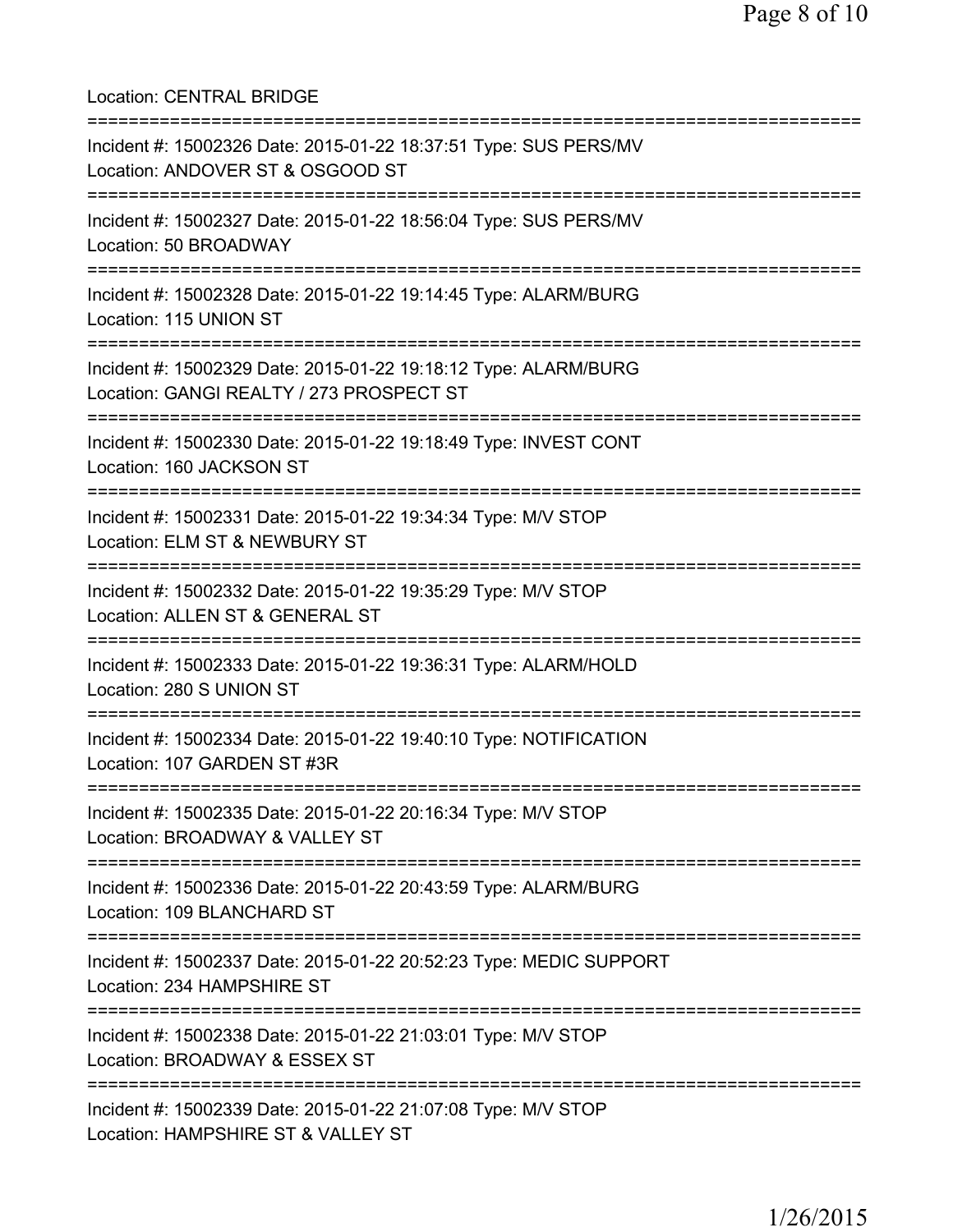Location: CENTRAL BRIDGE

===========================================================================

Incident #: 15002326 Date: 2015-01-22 18:37:51 Type: SUS PERS/MV
Location: ANDOVER ST & OSGOOD ST

===========================================================================

Incident #: 15002327 Date: 2015-01-22 18:56:04 Type: SUS PERS/MV
Location: 50 BROADWAY

===========================================================================

Incident #: 15002328 Date: 2015-01-22 19:14:45 Type: ALARM/BURG
Location: 115 UNION ST

===========================================================================

Incident #: 15002329 Date: 2015-01-22 19:18:12 Type: ALARM/BURG
Location: GANGI REALTY / 273 PROSPECT ST

===========================================================================

Incident #: 15002330 Date: 2015-01-22 19:18:49 Type: INVEST CONT
Location: 160 JACKSON ST

===========================================================================

Incident #: 15002331 Date: 2015-01-22 19:34:34 Type: M/V STOP
Location: ELM ST & NEWBURY ST

===========================================================================

Incident #: 15002332 Date: 2015-01-22 19:35:29 Type: M/V STOP
Location: ALLEN ST & GENERAL ST

===========================================================================

Incident #: 15002333 Date: 2015-01-22 19:36:31 Type: ALARM/HOLD
Location: 280 S UNION ST

===========================================================================

Incident #: 15002334 Date: 2015-01-22 19:40:10 Type: NOTIFICATION
Location: 107 GARDEN ST #3R

===========================================================================

Incident #: 15002335 Date: 2015-01-22 20:16:34 Type: M/V STOP
Location: BROADWAY & VALLEY ST

===========================================================================

Incident #: 15002336 Date: 2015-01-22 20:43:59 Type: ALARM/BURG
Location: 109 BLANCHARD ST

===========================================================================

Incident #: 15002337 Date: 2015-01-22 20:52:23 Type: MEDIC SUPPORT
Location: 234 HAMPSHIRE ST

===========================================================================

Incident #: 15002338 Date: 2015-01-22 21:03:01 Type: M/V STOP
Location: BROADWAY & ESSEX ST

===========================================================================

Incident #: 15002339 Date: 2015-01-22 21:07:08 Type: M/V STOP
Location: HAMPSHIRE ST & VALLEY ST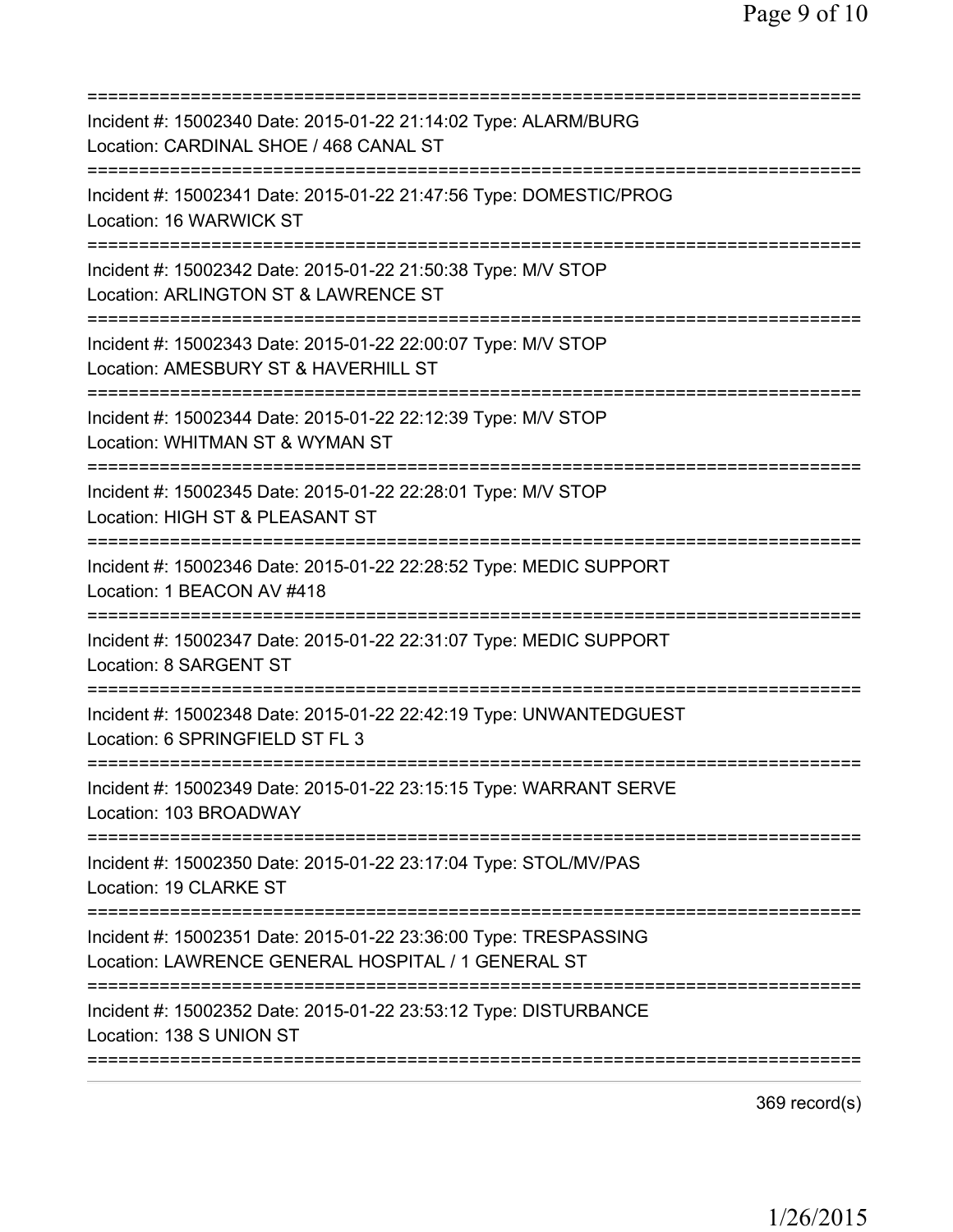===========================================================================
Incident #: 15002340 Date: 2015-01-22 21:14:02 Type: ALARM/BURG
Location: CARDINAL SHOE / 468 CANAL ST
===========================================================================
Incident #: 15002341 Date: 2015-01-22 21:47:56 Type: DOMESTIC/PROG
Location: 16 WARWICK ST
===========================================================================
Incident #: 15002342 Date: 2015-01-22 21:50:38 Type: M/V STOP
Location: ARLINGTON ST & LAWRENCE ST
===========================================================================
Incident #: 15002343 Date: 2015-01-22 22:00:07 Type: M/V STOP
Location: AMESBURY ST & HAVERHILL ST
===========================================================================
Incident #: 15002344 Date: 2015-01-22 22:12:39 Type: M/V STOP
Location: WHITMAN ST & WYMAN ST
===========================================================================
Incident #: 15002345 Date: 2015-01-22 22:28:01 Type: M/V STOP
Location: HIGH ST & PLEASANT ST
===========================================================================
Incident #: 15002346 Date: 2015-01-22 22:28:52 Type: MEDIC SUPPORT
Location: 1 BEACON AV #418
===========================================================================
Incident #: 15002347 Date: 2015-01-22 22:31:07 Type: MEDIC SUPPORT
Location: 8 SARGENT ST
===========================================================================
Incident #: 15002348 Date: 2015-01-22 22:42:19 Type: UNWANTEDGUEST
Location: 6 SPRINGFIELD ST FL 3
===========================================================================
Incident #: 15002349 Date: 2015-01-22 23:15:15 Type: WARRANT SERVE
Location: 103 BROADWAY
===========================================================================
Incident #: 15002350 Date: 2015-01-22 23:17:04 Type: STOL/MV/PAS
Location: 19 CLARKE ST
===========================================================================
Incident #: 15002351 Date: 2015-01-22 23:36:00 Type: TRESPASSING
Location: LAWRENCE GENERAL HOSPITAL / 1 GENERAL ST
===========================================================================
Incident #: 15002352 Date: 2015-01-22 23:53:12 Type: DISTURBANCE
Location: 138 S UNION ST
===========================================================================

369 record(s)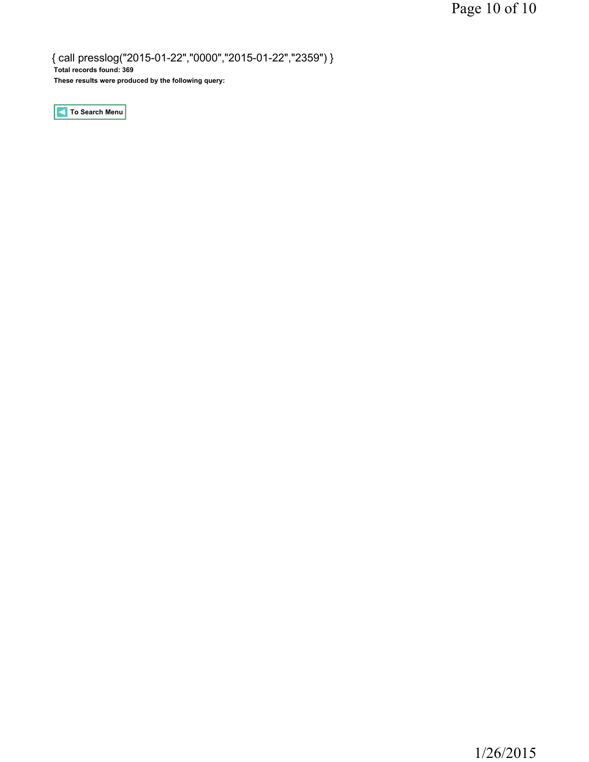```
{ call presslog("2015-01-22","0000","2015-01-22","2359") }
```

**Total records found: 369**

**These results were produced by the following query:**

**To Search Menu**